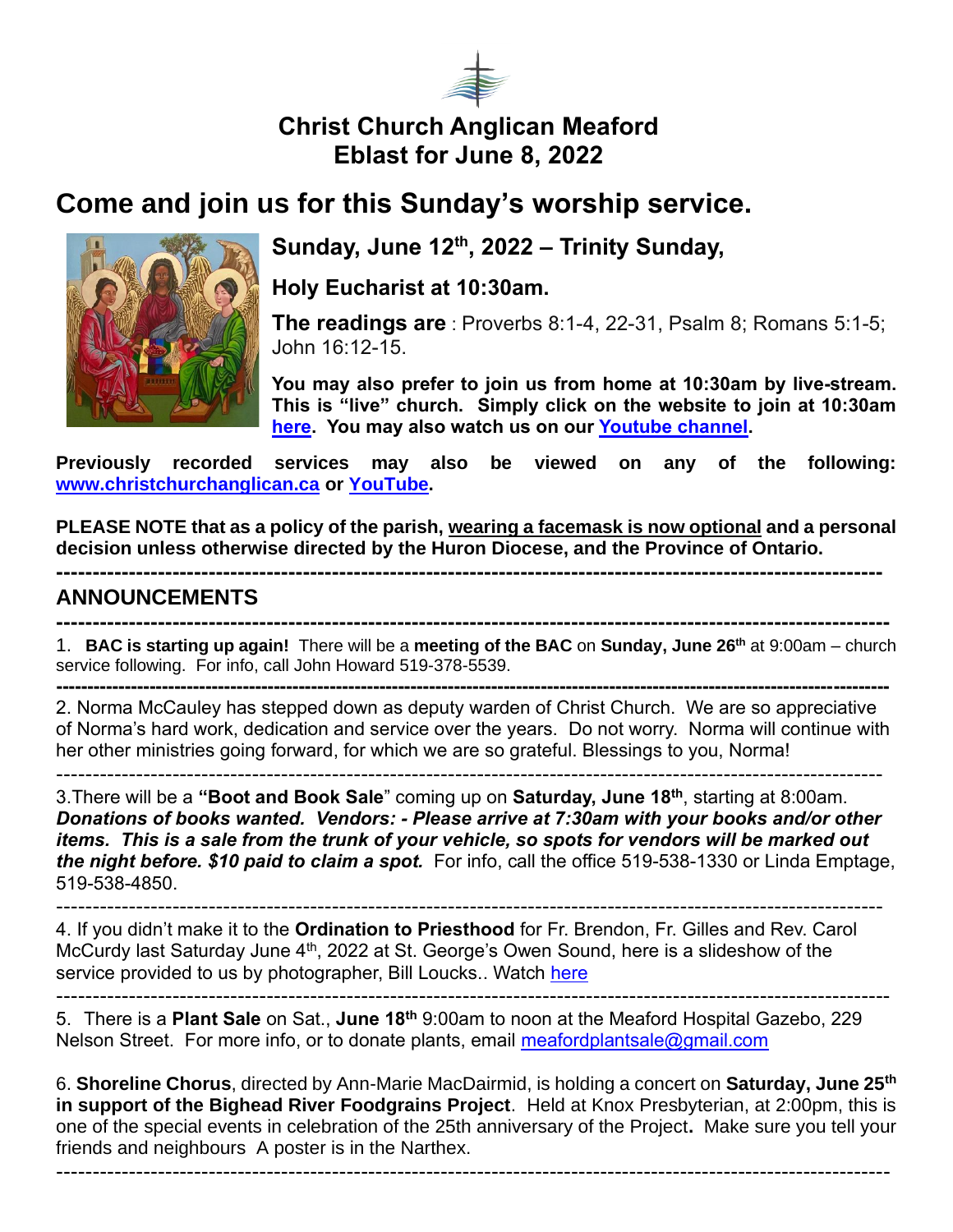# Christ Church Anglican Meaford
# Eblast for June 8, 2022

## Come and join us for this Sunday's worship service.

### Sunday, June 12th, 2022 – Trinity Sunday,

### Holy Eucharist at 10:30am.

**The readings are** : Proverbs 8:1-4, 22-31, Psalm 8; Romans 5:1-5; John 16:12-15.

**You may also prefer to join us from home at 10:30am by live-stream. This is "live" church. Simply click on the website to join at 10:30am here. You may also watch us on our Youtube channel.**

**Previously recorded services may also be viewed on any of the following: www.christchurchanglican.ca or YouTube.**

**PLEASE NOTE that as a policy of the parish, wearing a facemask is now optional and a personal decision unless otherwise directed by the Huron Diocese, and the Province of Ontario.**

---

## ANNOUNCEMENTS

---

1. **BAC is starting up again!** There will be a **meeting of the BAC** on **Sunday, June 26th** at 9:00am – church service following. For info, call John Howard 519-378-5539.

---

2. Norma McCauley has stepped down as deputy warden of Christ Church. We are so appreciative of Norma's hard work, dedication and service over the years. Do not worry. Norma will continue with her other ministries going forward, for which we are so grateful. Blessings to you, Norma!

---

3. There will be a **"Boot and Book Sale**" coming up on **Saturday, June 18th**, starting at 8:00am. ***Donations of books wanted. Vendors: - Please arrive at 7:30am with your books and/or other items. This is a sale from the trunk of your vehicle, so spots for vendors will be marked out the night before. $10 paid to claim a spot.*** For info, call the office 519-538-1330 or Linda Emptage, 519-538-4850.

---

4. If you didn't make it to the **Ordination to Priesthood** for Fr. Brendon, Fr. Gilles and Rev. Carol McCurdy last Saturday June 4th, 2022 at St. George's Owen Sound, here is a slideshow of the service provided to us by photographer, Bill Loucks.. Watch here

---

5. There is a **Plant Sale** on Sat., **June 18th** 9:00am to noon at the Meaford Hospital Gazebo, 229 Nelson Street. For more info, or to donate plants, email meafordplantsale@gmail.com

6. **Shoreline Chorus**, directed by Ann-Marie MacDairmid, is holding a concert on **Saturday, June 25th in support of the Bighead River Foodgrains Project**. Held at Knox Presbyterian, at 2:00pm, this is one of the special events in celebration of the 25th anniversary of the Project**.** Make sure you tell your friends and neighbours A poster is in the Narthex.

---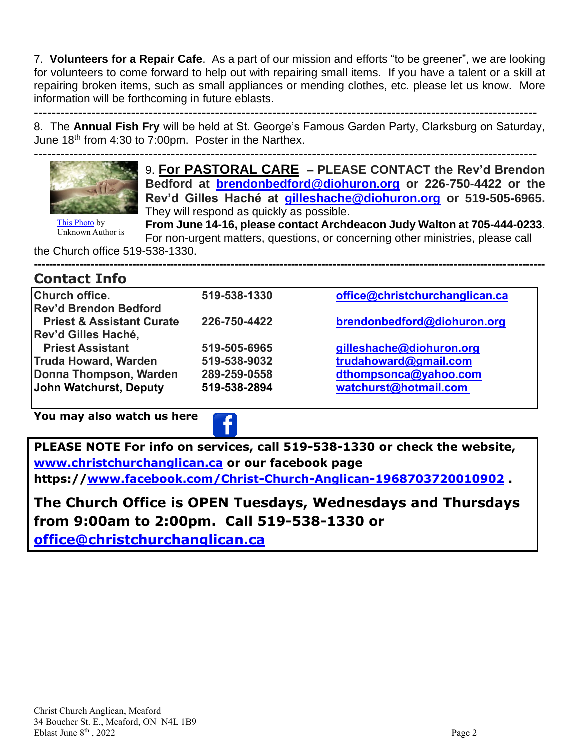7. **Volunteers for a Repair Cafe**. As a part of our mission and efforts "to be greener", we are looking for volunteers to come forward to help out with repairing small items. If you have a talent or a skill at repairing broken items, such as small appliances or mending clothes, etc. please let us know. More information will be forthcoming in future eblasts.

---

8. The **Annual Fish Fry** will be held at St. George's Famous Garden Party, Clarksburg on Saturday, June 18th from 4:30 to 7:00pm. Poster in the Narthex.

---

This Photo by Unknown Author is

9. **For PASTORAL CARE – PLEASE CONTACT the Rev'd Brendon Bedford at brendonbedford@diohuron.org or 226-750-4422 or the Rev'd Gilles Haché at gilleshache@diohuron.org or 519-505-6965.** They will respond as quickly as possible.

**From June 14-16, please contact Archdeacon Judy Walton at 705-444-0233**. For non-urgent matters, questions, or concerning other ministries, please call the Church office 519-538-1330.

---

## Contact Info

| | | |
|---|---|---|
| **Church office.** | **519-538-1330** | **office@christchurchanglican.ca** |
| **Rev'd Brendon Bedford Priest & Assistant Curate** | **226-750-4422** | **brendonbedford@diohuron.org** |
| **Rev'd Gilles Haché, Priest Assistant** | **519-505-6965** | **gilleshache@diohuron.org** |
| **Truda Howard, Warden** | **519-538-9032** | **trudahoward@gmail.com** |
| **Donna Thompson, Warden** | **289-259-0558** | **dthompsonca@yahoo.com** |
| **John Watchurst, Deputy** | **519-538-2894** | **watchurst@hotmail.com** |

**You may also watch us here**

**PLEASE NOTE For info on services, call 519-538-1330 or check the website, www.christchurchanglican.ca or our facebook page https://www.facebook.com/Christ-Church-Anglican-1968703720010902 .**

**The Church Office is OPEN Tuesdays, Wednesdays and Thursdays from 9:00am to 2:00pm. Call 519-538-1330 or office@christchurchanglican.ca**

Christ Church Anglican, Meaford
34 Boucher St. E., Meaford, ON N4L 1B9
Eblast June 8th , 2022